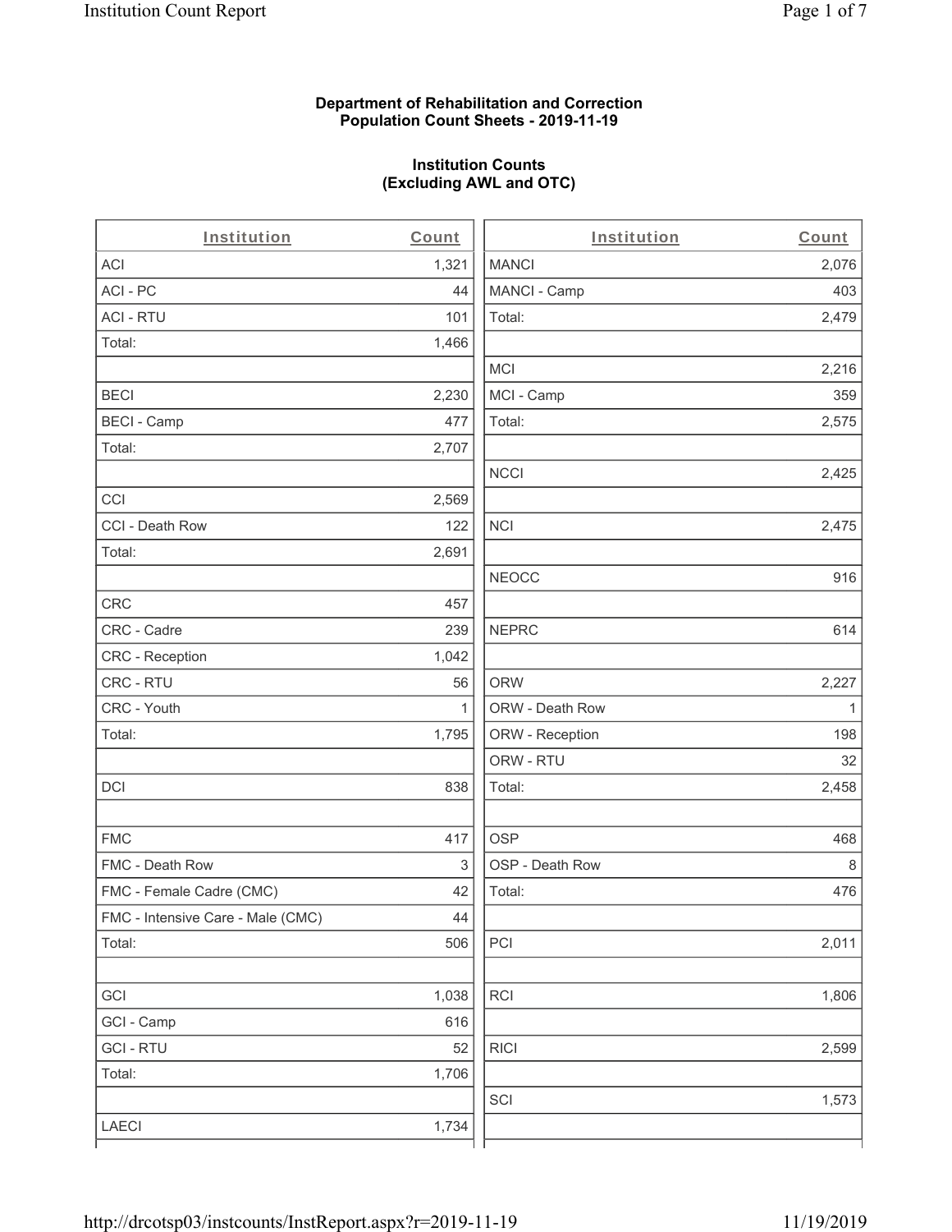**Department of Rehabilitation and Correction**
**Population Count Sheets - 2019-11-19**

**Institution Counts**
**(Excluding AWL and OTC)**

| Institution | Count |
|---|---|
| ACI | 1,321 |
| ACI - PC | 44 |
| ACI - RTU | 101 |
| Total: | 1,466 |
| | |
| BECI | 2,230 |
| BECI - Camp | 477 |
| Total: | 2,707 |
| | |
| CCI | 2,569 |
| CCI - Death Row | 122 |
| Total: | 2,691 |
| | |
| CRC | 457 |
| CRC - Cadre | 239 |
| CRC - Reception | 1,042 |
| CRC - RTU | 56 |
| CRC - Youth | 1 |
| Total: | 1,795 |
| | |
| DCI | 838 |
| | |
| FMC | 417 |
| FMC - Death Row | 3 |
| FMC - Female Cadre (CMC) | 42 |
| FMC - Intensive Care - Male (CMC) | 44 |
| Total: | 506 |
| | |
| GCI | 1,038 |
| GCI - Camp | 616 |
| GCI - RTU | 52 |
| Total: | 1,706 |
| | |
| LAECI | 1,734 |

| Institution | Count |
|---|---|
| MANCI | 2,076 |
| MANCI - Camp | 403 |
| Total: | 2,479 |
| | |
| MCI | 2,216 |
| MCI - Camp | 359 |
| Total: | 2,575 |
| | |
| NCCI | 2,425 |
| | |
| NCI | 2,475 |
| | |
| NEOCC | 916 |
| | |
| NEPRC | 614 |
| | |
| ORW | 2,227 |
| ORW - Death Row | 1 |
| ORW - Reception | 198 |
| ORW - RTU | 32 |
| Total: | 2,458 |
| | |
| OSP | 468 |
| OSP - Death Row | 8 |
| Total: | 476 |
| | |
| PCI | 2,011 |
| | |
| RCI | 1,806 |
| | |
| RICI | 2,599 |
| | |
| SCI | 1,573 |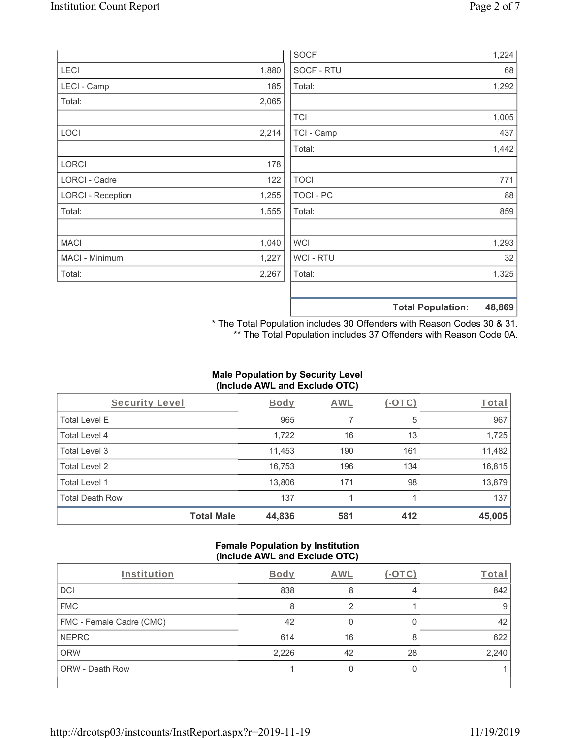| | |
|---|---|
| LECI | 1,880 |
| LECI - Camp | 185 |
| Total: | 2,065 |
| | |
| LOCI | 2,214 |
| | |
| LORCI | 178 |
| LORCI - Cadre | 122 |
| LORCI - Reception | 1,255 |
| Total: | 1,555 |
| | |
| MACI | 1,040 |
| MACI - Minimum | 1,227 |
| Total: | 2,267 |

| | |
|---|---|
| SOCF | 1,224 |
| SOCF - RTU | 68 |
| Total: | 1,292 |
| | |
| TCI | 1,005 |
| TCI - Camp | 437 |
| Total: | 1,442 |
| | |
| TOCI | 771 |
| TOCI - PC | 88 |
| Total: | 859 |
| | |
| WCI | 1,293 |
| WCI - RTU | 32 |
| Total: | 1,325 |
| | |
| **Total Population:** | **48,869** |

\* The Total Population includes 30 Offenders with Reason Codes 30 & 31.
\*\* The Total Population includes 37 Offenders with Reason Code 0A.

### Male Population by Security Level (Include AWL and Exclude OTC)

| Security Level | Body | AWL | (-OTC) | Total |
|---|---|---|---|---|
| Total Level E | 965 | 7 | 5 | 967 |
| Total Level 4 | 1,722 | 16 | 13 | 1,725 |
| Total Level 3 | 11,453 | 190 | 161 | 11,482 |
| Total Level 2 | 16,753 | 196 | 134 | 16,815 |
| Total Level 1 | 13,806 | 171 | 98 | 13,879 |
| Total Death Row | 137 | 1 | 1 | 137 |
| **Total Male** | **44,836** | **581** | **412** | **45,005** |

### Female Population by Institution (Include AWL and Exclude OTC)

| Institution | Body | AWL | (-OTC) | Total |
|---|---|---|---|---|
| DCI | 838 | 8 | 4 | 842 |
| FMC | 8 | 2 | 1 | 9 |
| FMC - Female Cadre (CMC) | 42 | 0 | 0 | 42 |
| NEPRC | 614 | 16 | 8 | 622 |
| ORW | 2,226 | 42 | 28 | 2,240 |
| ORW - Death Row | 1 | 0 | 0 | 1 |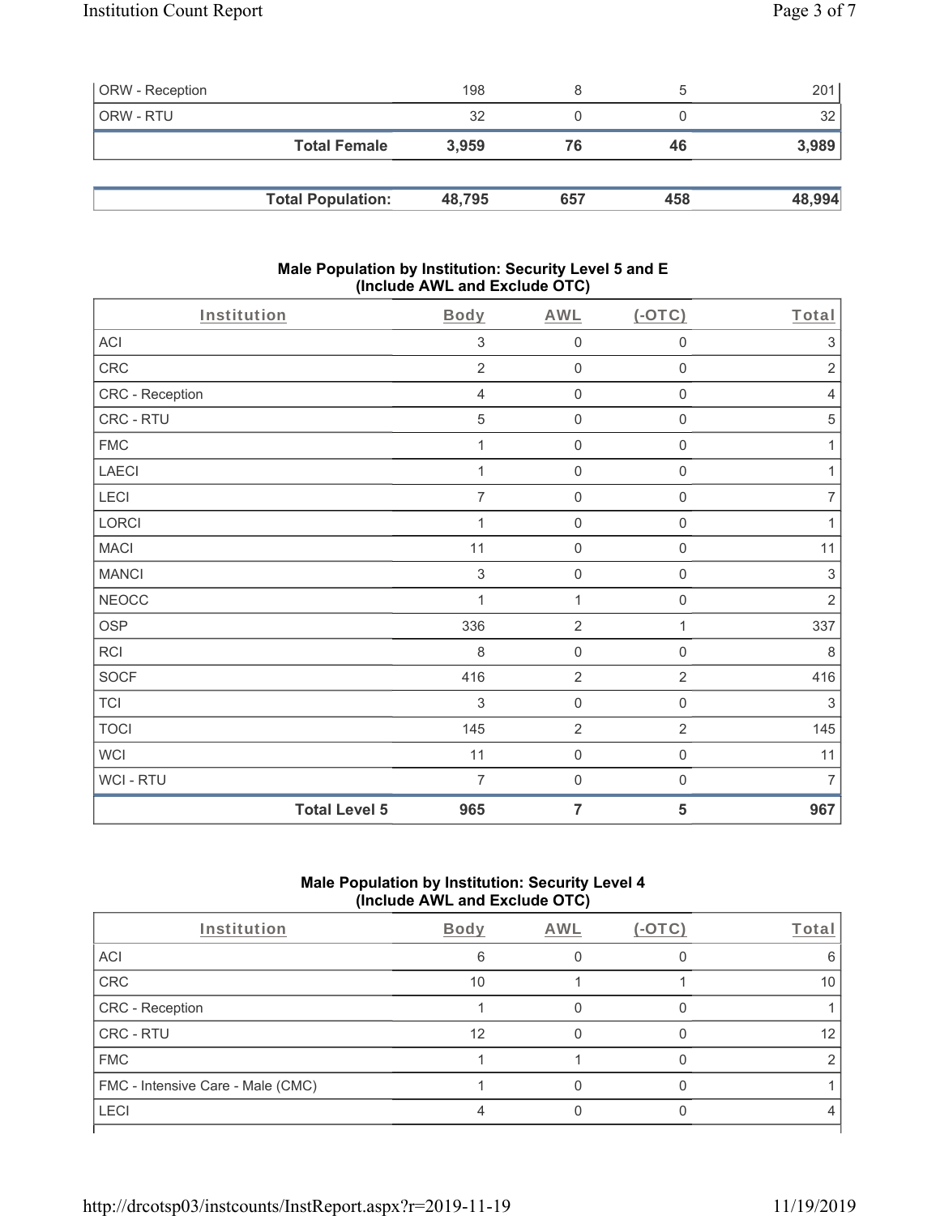| | | | | |
|---|---|---|---|---|
| ORW - Reception | 198 | 8 | 5 | 201 |
| ORW - RTU | 32 | 0 | 0 | 32 |
| **Total Female** | **3,959** | **76** | **46** | **3,989** |

| | | | | |
|---|---|---|---|---|
| **Total Population:** | **48,795** | **657** | **458** | **48,994** |

### Male Population by Institution: Security Level 5 and E (Include AWL and Exclude OTC)

| Institution | Body | AWL | (-OTC) | Total |
|---|---|---|---|---|
| ACI | 3 | 0 | 0 | 3 |
| CRC | 2 | 0 | 0 | 2 |
| CRC - Reception | 4 | 0 | 0 | 4 |
| CRC - RTU | 5 | 0 | 0 | 5 |
| FMC | 1 | 0 | 0 | 1 |
| LAECI | 1 | 0 | 0 | 1 |
| LECI | 7 | 0 | 0 | 7 |
| LORCI | 1 | 0 | 0 | 1 |
| MACI | 11 | 0 | 0 | 11 |
| MANCI | 3 | 0 | 0 | 3 |
| NEOCC | 1 | 1 | 0 | 2 |
| OSP | 336 | 2 | 1 | 337 |
| RCI | 8 | 0 | 0 | 8 |
| SOCF | 416 | 2 | 2 | 416 |
| TCI | 3 | 0 | 0 | 3 |
| TOCI | 145 | 2 | 2 | 145 |
| WCI | 11 | 0 | 0 | 11 |
| WCI - RTU | 7 | 0 | 0 | 7 |
| **Total Level 5** | **965** | **7** | **5** | **967** |

### Male Population by Institution: Security Level 4 (Include AWL and Exclude OTC)

| Institution | Body | AWL | (-OTC) | Total |
|---|---|---|---|---|
| ACI | 6 | 0 | 0 | 6 |
| CRC | 10 | 1 | 1 | 10 |
| CRC - Reception | 1 | 0 | 0 | 1 |
| CRC - RTU | 12 | 0 | 0 | 12 |
| FMC | 1 | 1 | 0 | 2 |
| FMC - Intensive Care - Male (CMC) | 1 | 0 | 0 | 1 |
| LECI | 4 | 0 | 0 | 4 |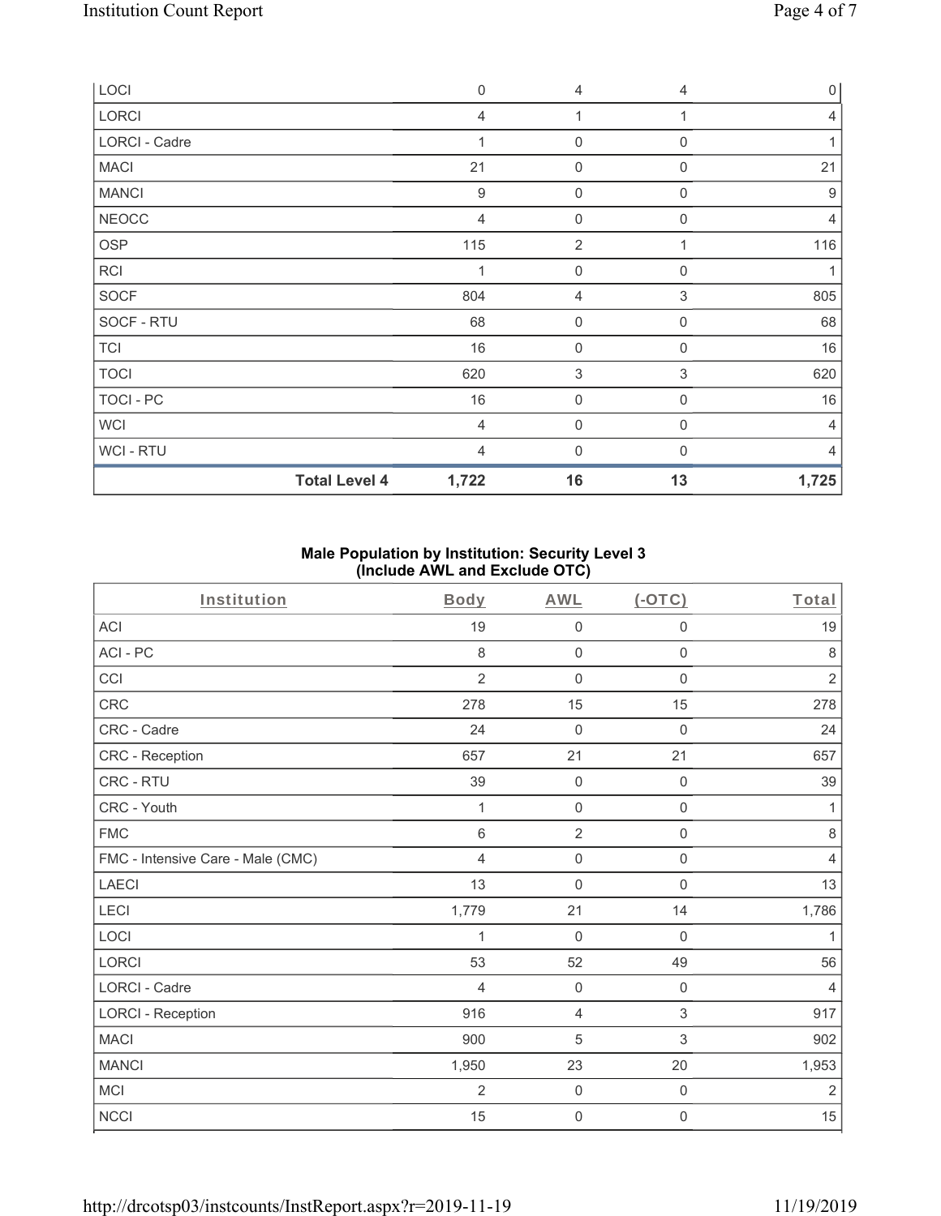| | | | | |
|---|---|---|---|---|
| LOCI | 0 | 4 | 4 | 0 |
| LORCI | 4 | 1 | 1 | 4 |
| LORCI - Cadre | 1 | 0 | 0 | 1 |
| MACI | 21 | 0 | 0 | 21 |
| MANCI | 9 | 0 | 0 | 9 |
| NEOCC | 4 | 0 | 0 | 4 |
| OSP | 115 | 2 | 1 | 116 |
| RCI | 1 | 0 | 0 | 1 |
| SOCF | 804 | 4 | 3 | 805 |
| SOCF - RTU | 68 | 0 | 0 | 68 |
| TCI | 16 | 0 | 0 | 16 |
| TOCI | 620 | 3 | 3 | 620 |
| TOCI - PC | 16 | 0 | 0 | 16 |
| WCI | 4 | 0 | 0 | 4 |
| WCI - RTU | 4 | 0 | 0 | 4 |
| **Total Level 4** | **1,722** | **16** | **13** | **1,725** |

### Male Population by Institution: Security Level 3 (Include AWL and Exclude OTC)

| Institution | Body | AWL | (-OTC) | Total |
|---|---|---|---|---|
| ACI | 19 | 0 | 0 | 19 |
| ACI - PC | 8 | 0 | 0 | 8 |
| CCI | 2 | 0 | 0 | 2 |
| CRC | 278 | 15 | 15 | 278 |
| CRC - Cadre | 24 | 0 | 0 | 24 |
| CRC - Reception | 657 | 21 | 21 | 657 |
| CRC - RTU | 39 | 0 | 0 | 39 |
| CRC - Youth | 1 | 0 | 0 | 1 |
| FMC | 6 | 2 | 0 | 8 |
| FMC - Intensive Care - Male (CMC) | 4 | 0 | 0 | 4 |
| LAECI | 13 | 0 | 0 | 13 |
| LECI | 1,779 | 21 | 14 | 1,786 |
| LOCI | 1 | 0 | 0 | 1 |
| LORCI | 53 | 52 | 49 | 56 |
| LORCI - Cadre | 4 | 0 | 0 | 4 |
| LORCI - Reception | 916 | 4 | 3 | 917 |
| MACI | 900 | 5 | 3 | 902 |
| MANCI | 1,950 | 23 | 20 | 1,953 |
| MCI | 2 | 0 | 0 | 2 |
| NCCI | 15 | 0 | 0 | 15 |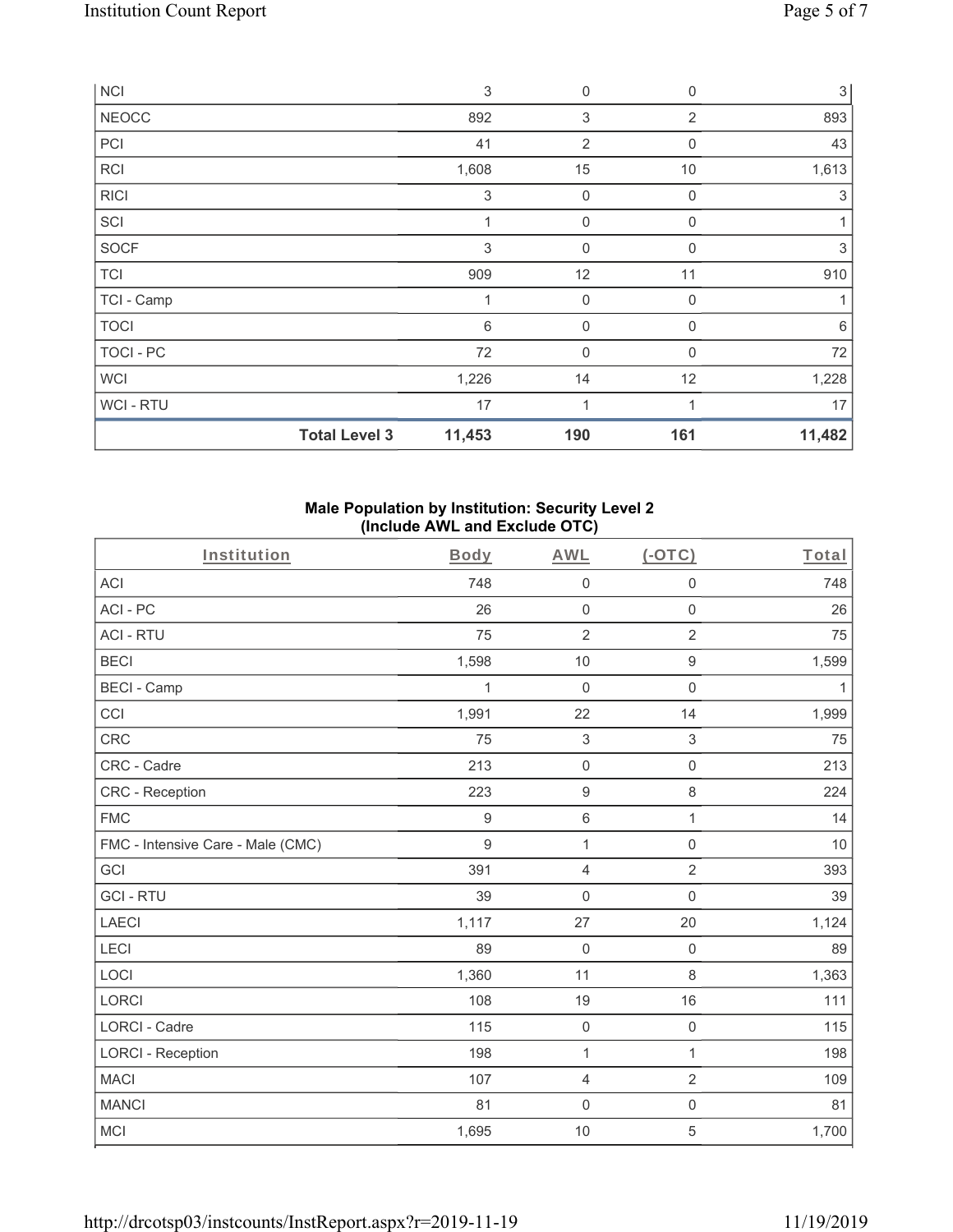| | | | | |
|---|---|---|---|---|
| NCI | 3 | 0 | 0 | 3 |
| NEOCC | 892 | 3 | 2 | 893 |
| PCI | 41 | 2 | 0 | 43 |
| RCI | 1,608 | 15 | 10 | 1,613 |
| RICI | 3 | 0 | 0 | 3 |
| SCI | 1 | 0 | 0 | 1 |
| SOCF | 3 | 0 | 0 | 3 |
| TCI | 909 | 12 | 11 | 910 |
| TCI - Camp | 1 | 0 | 0 | 1 |
| TOCI | 6 | 0 | 0 | 6 |
| TOCI - PC | 72 | 0 | 0 | 72 |
| WCI | 1,226 | 14 | 12 | 1,228 |
| WCI - RTU | 17 | 1 | 1 | 17 |
| **Total Level 3** | **11,453** | **190** | **161** | **11,482** |

### Male Population by Institution: Security Level 2
### (Include AWL and Exclude OTC)

| Institution | Body | AWL | (-OTC) | Total |
|---|---|---|---|---|
| ACI | 748 | 0 | 0 | 748 |
| ACI - PC | 26 | 0 | 0 | 26 |
| ACI - RTU | 75 | 2 | 2 | 75 |
| BECI | 1,598 | 10 | 9 | 1,599 |
| BECI - Camp | 1 | 0 | 0 | 1 |
| CCI | 1,991 | 22 | 14 | 1,999 |
| CRC | 75 | 3 | 3 | 75 |
| CRC - Cadre | 213 | 0 | 0 | 213 |
| CRC - Reception | 223 | 9 | 8 | 224 |
| FMC | 9 | 6 | 1 | 14 |
| FMC - Intensive Care - Male (CMC) | 9 | 1 | 0 | 10 |
| GCI | 391 | 4 | 2 | 393 |
| GCI - RTU | 39 | 0 | 0 | 39 |
| LAECI | 1,117 | 27 | 20 | 1,124 |
| LECI | 89 | 0 | 0 | 89 |
| LOCI | 1,360 | 11 | 8 | 1,363 |
| LORCI | 108 | 19 | 16 | 111 |
| LORCI - Cadre | 115 | 0 | 0 | 115 |
| LORCI - Reception | 198 | 1 | 1 | 198 |
| MACI | 107 | 4 | 2 | 109 |
| MANCI | 81 | 0 | 0 | 81 |
| MCI | 1,695 | 10 | 5 | 1,700 |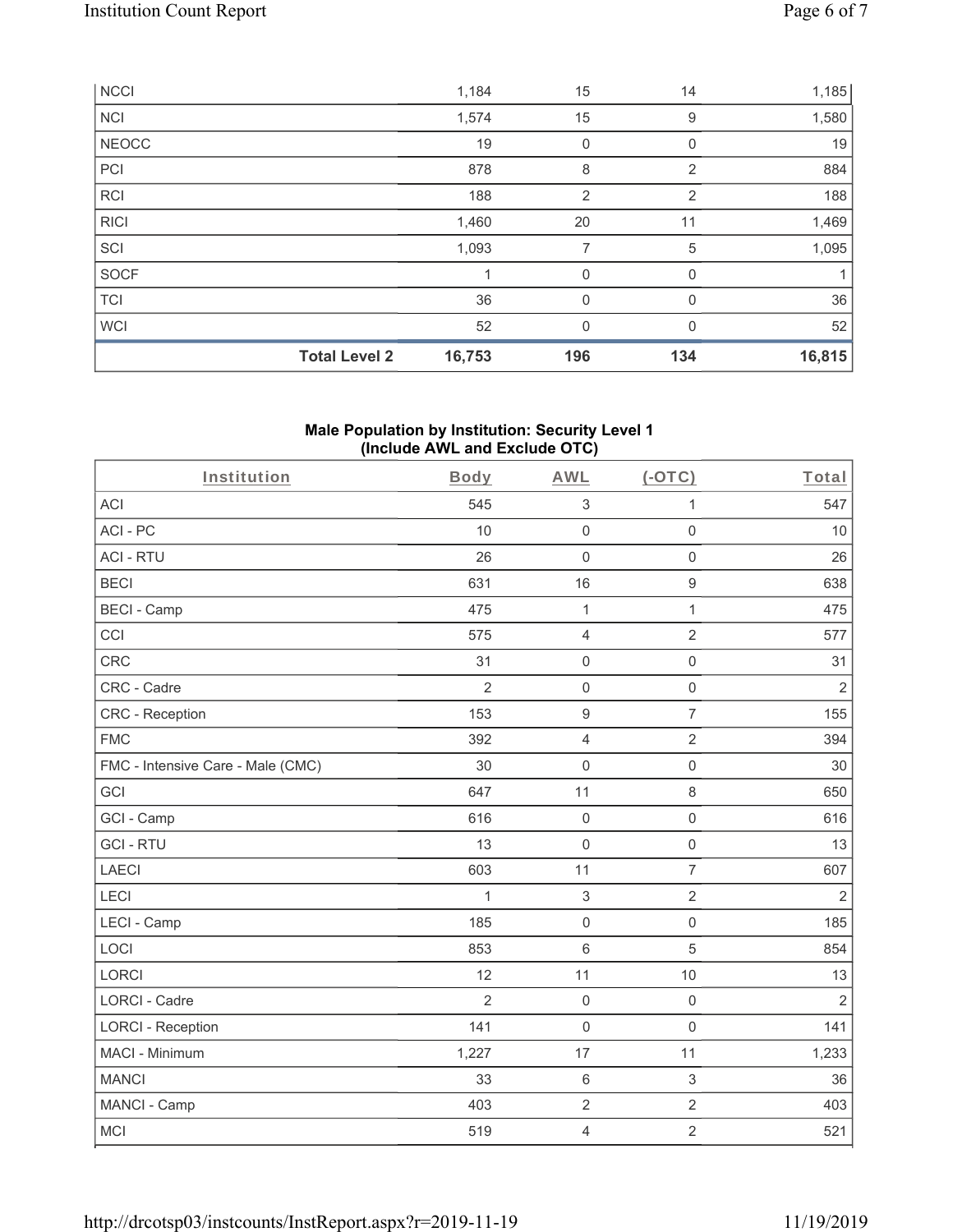| | | | | |
|---|---|---|---|---|
| NCCI | 1,184 | 15 | 14 | 1,185 |
| NCI | 1,574 | 15 | 9 | 1,580 |
| NEOCC | 19 | 0 | 0 | 19 |
| PCI | 878 | 8 | 2 | 884 |
| RCI | 188 | 2 | 2 | 188 |
| RICI | 1,460 | 20 | 11 | 1,469 |
| SCI | 1,093 | 7 | 5 | 1,095 |
| SOCF | 1 | 0 | 0 | 1 |
| TCI | 36 | 0 | 0 | 36 |
| WCI | 52 | 0 | 0 | 52 |
| **Total Level 2** | **16,753** | **196** | **134** | **16,815** |

### Male Population by Institution: Security Level 1 (Include AWL and Exclude OTC)

| Institution | Body | AWL | (-OTC) | Total |
|---|---|---|---|---|
| ACI | 545 | 3 | 1 | 547 |
| ACI - PC | 10 | 0 | 0 | 10 |
| ACI - RTU | 26 | 0 | 0 | 26 |
| BECI | 631 | 16 | 9 | 638 |
| BECI - Camp | 475 | 1 | 1 | 475 |
| CCI | 575 | 4 | 2 | 577 |
| CRC | 31 | 0 | 0 | 31 |
| CRC - Cadre | 2 | 0 | 0 | 2 |
| CRC - Reception | 153 | 9 | 7 | 155 |
| FMC | 392 | 4 | 2 | 394 |
| FMC - Intensive Care - Male (CMC) | 30 | 0 | 0 | 30 |
| GCI | 647 | 11 | 8 | 650 |
| GCI - Camp | 616 | 0 | 0 | 616 |
| GCI - RTU | 13 | 0 | 0 | 13 |
| LAECI | 603 | 11 | 7 | 607 |
| LECI | 1 | 3 | 2 | 2 |
| LECI - Camp | 185 | 0 | 0 | 185 |
| LOCI | 853 | 6 | 5 | 854 |
| LORCI | 12 | 11 | 10 | 13 |
| LORCI - Cadre | 2 | 0 | 0 | 2 |
| LORCI - Reception | 141 | 0 | 0 | 141 |
| MACI - Minimum | 1,227 | 17 | 11 | 1,233 |
| MANCI | 33 | 6 | 3 | 36 |
| MANCI - Camp | 403 | 2 | 2 | 403 |
| MCI | 519 | 4 | 2 | 521 |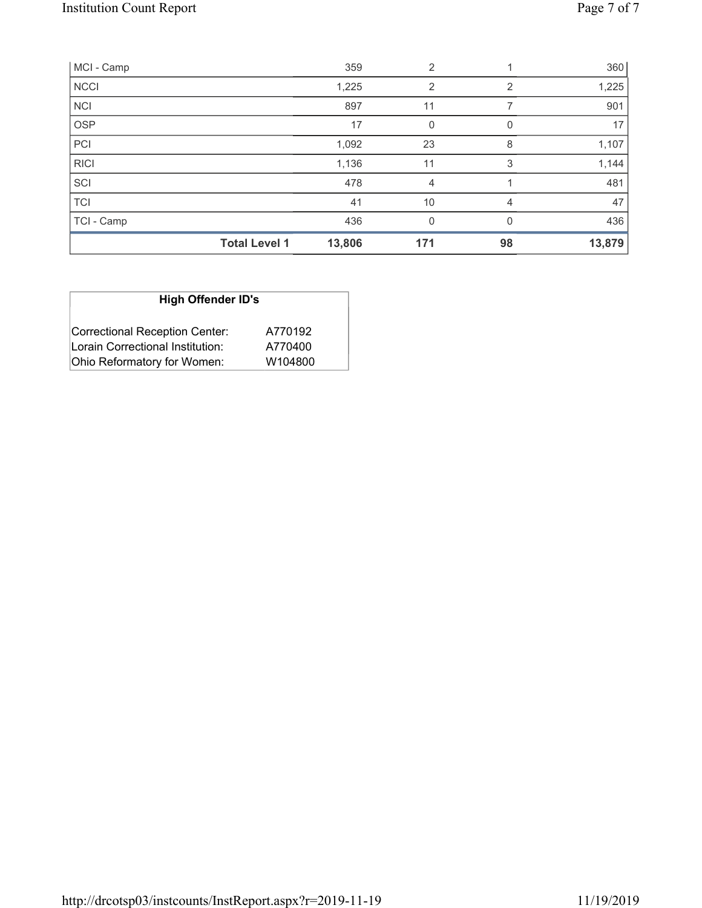| | | | | |
|---|---|---|---|---|
| MCI - Camp | 359 | 2 | 1 | 360 |
| NCCI | 1,225 | 2 | 2 | 1,225 |
| NCI | 897 | 11 | 7 | 901 |
| OSP | 17 | 0 | 0 | 17 |
| PCI | 1,092 | 23 | 8 | 1,107 |
| RICI | 1,136 | 11 | 3 | 1,144 |
| SCI | 478 | 4 | 1 | 481 |
| TCI | 41 | 10 | 4 | 47 |
| TCI - Camp | 436 | 0 | 0 | 436 |
| **Total Level 1** | **13,806** | **171** | **98** | **13,879** |

| High Offender ID's | |
|---|---|
| Correctional Reception Center: | A770192 |
| Lorain Correctional Institution: | A770400 |
| Ohio Reformatory for Women: | W104800 |